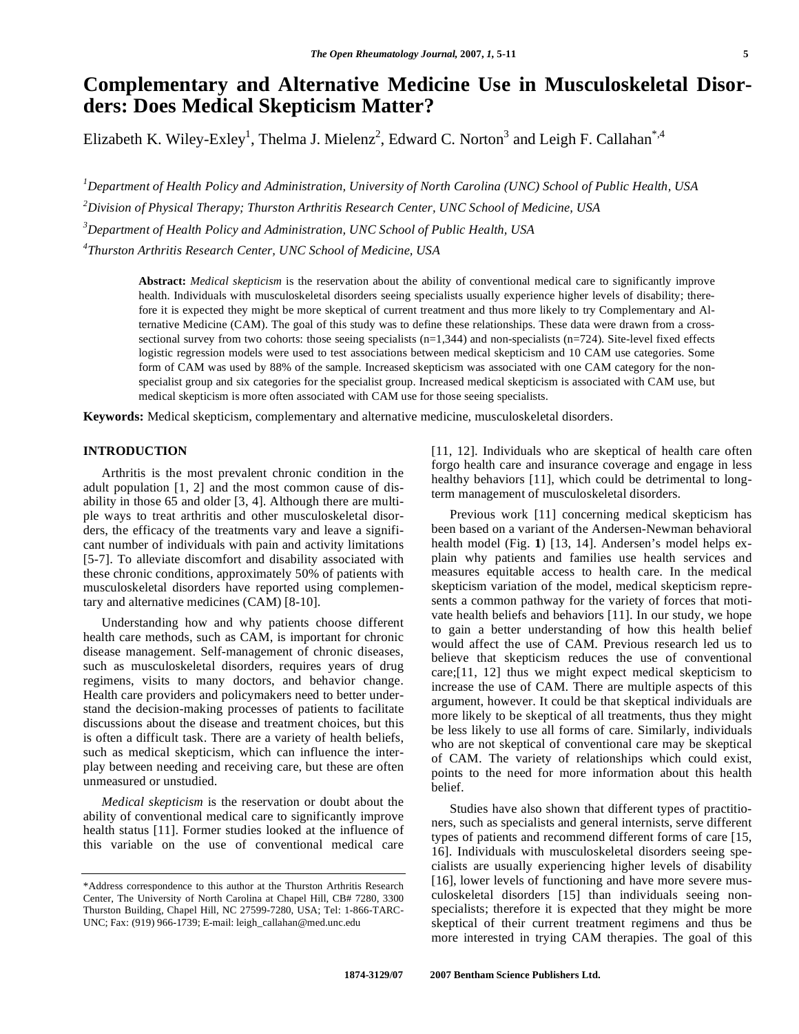# Complementary and Alternative Medicine Use in Musculoskeletal Disorders: Does Medical Skepticism Matter?

Elizabeth K. Wiley-Exley[1], Thelma J. Mielenz[2], Edward C. Norton[3] and Leigh F. Callahan[*,4]

[1]Department of Health Policy and Administration, University of North Carolina (UNC) School of Public Health, USA

[2]Division of Physical Therapy; Thurston Arthritis Research Center, UNC School of Medicine, USA

[3]Department of Health Policy and Administration, UNC School of Public Health, USA

[4]Thurston Arthritis Research Center, UNC School of Medicine, USA

**Abstract:** *Medical skepticism* is the reservation about the ability of conventional medical care to significantly improve health. Individuals with musculoskeletal disorders seeing specialists usually experience higher levels of disability; therefore it is expected they might be more skeptical of current treatment and thus more likely to try Complementary and Alternative Medicine (CAM). The goal of this study was to define these relationships. These data were drawn from a cross-sectional survey from two cohorts: those seeing specialists (n=1,344) and non-specialists (n=724). Site-level fixed effects logistic regression models were used to test associations between medical skepticism and 10 CAM use categories. Some form of CAM was used by 88% of the sample. Increased skepticism was associated with one CAM category for the non-specialist group and six categories for the specialist group. Increased medical skepticism is associated with CAM use, but medical skepticism is more often associated with CAM use for those seeing specialists.

**Keywords:** Medical skepticism, complementary and alternative medicine, musculoskeletal disorders.

## INTRODUCTION

Arthritis is the most prevalent chronic condition in the adult population [1, 2] and the most common cause of disability in those 65 and older [3, 4]. Although there are multiple ways to treat arthritis and other musculoskeletal disorders, the efficacy of the treatments vary and leave a significant number of individuals with pain and activity limitations [5-7]. To alleviate discomfort and disability associated with these chronic conditions, approximately 50% of patients with musculoskeletal disorders have reported using complementary and alternative medicines (CAM) [8-10].

Understanding how and why patients choose different health care methods, such as CAM, is important for chronic disease management. Self-management of chronic diseases, such as musculoskeletal disorders, requires years of drug regimens, visits to many doctors, and behavior change. Health care providers and policymakers need to better understand the decision-making processes of patients to facilitate discussions about the disease and treatment choices, but this is often a difficult task. There are a variety of health beliefs, such as medical skepticism, which can influence the interplay between needing and receiving care, but these are often unmeasured or unstudied.

*Medical skepticism* is the reservation or doubt about the ability of conventional medical care to significantly improve health status [11]. Former studies looked at the influence of this variable on the use of conventional medical care [11, 12]. Individuals who are skeptical of health care often forgo health care and insurance coverage and engage in less healthy behaviors [11], which could be detrimental to long-term management of musculoskeletal disorders.

Previous work [11] concerning medical skepticism has been based on a variant of the Andersen-Newman behavioral health model (Fig. **1**) [13, 14]. Andersen's model helps explain why patients and families use health services and measures equitable access to health care. In the medical skepticism variation of the model, medical skepticism represents a common pathway for the variety of forces that motivate health beliefs and behaviors [11]. In our study, we hope to gain a better understanding of how this health belief would affect the use of CAM. Previous research led us to believe that skepticism reduces the use of conventional care;[11, 12] thus we might expect medical skepticism to increase the use of CAM. There are multiple aspects of this argument, however. It could be that skeptical individuals are more likely to be skeptical of all treatments, thus they might be less likely to use all forms of care. Similarly, individuals who are not skeptical of conventional care may be skeptical of CAM. The variety of relationships which could exist, points to the need for more information about this health belief.

Studies have also shown that different types of practitioners, such as specialists and general internists, serve different types of patients and recommend different forms of care [15, 16]. Individuals with musculoskeletal disorders seeing specialists are usually experiencing higher levels of disability [16], lower levels of functioning and have more severe musculoskeletal disorders [15] than individuals seeing non-specialists; therefore it is expected that they might be more skeptical of their current treatment regimens and thus be more interested in trying CAM therapies. The goal of this

*Address correspondence to this author at the Thurston Arthritis Research Center, The University of North Carolina at Chapel Hill, CB# 7280, 3300 Thurston Building, Chapel Hill, NC 27599-7280, USA; Tel: 1-866-TARC-UNC; Fax: (919) 966-1739; E-mail: leigh_callahan@med.unc.edu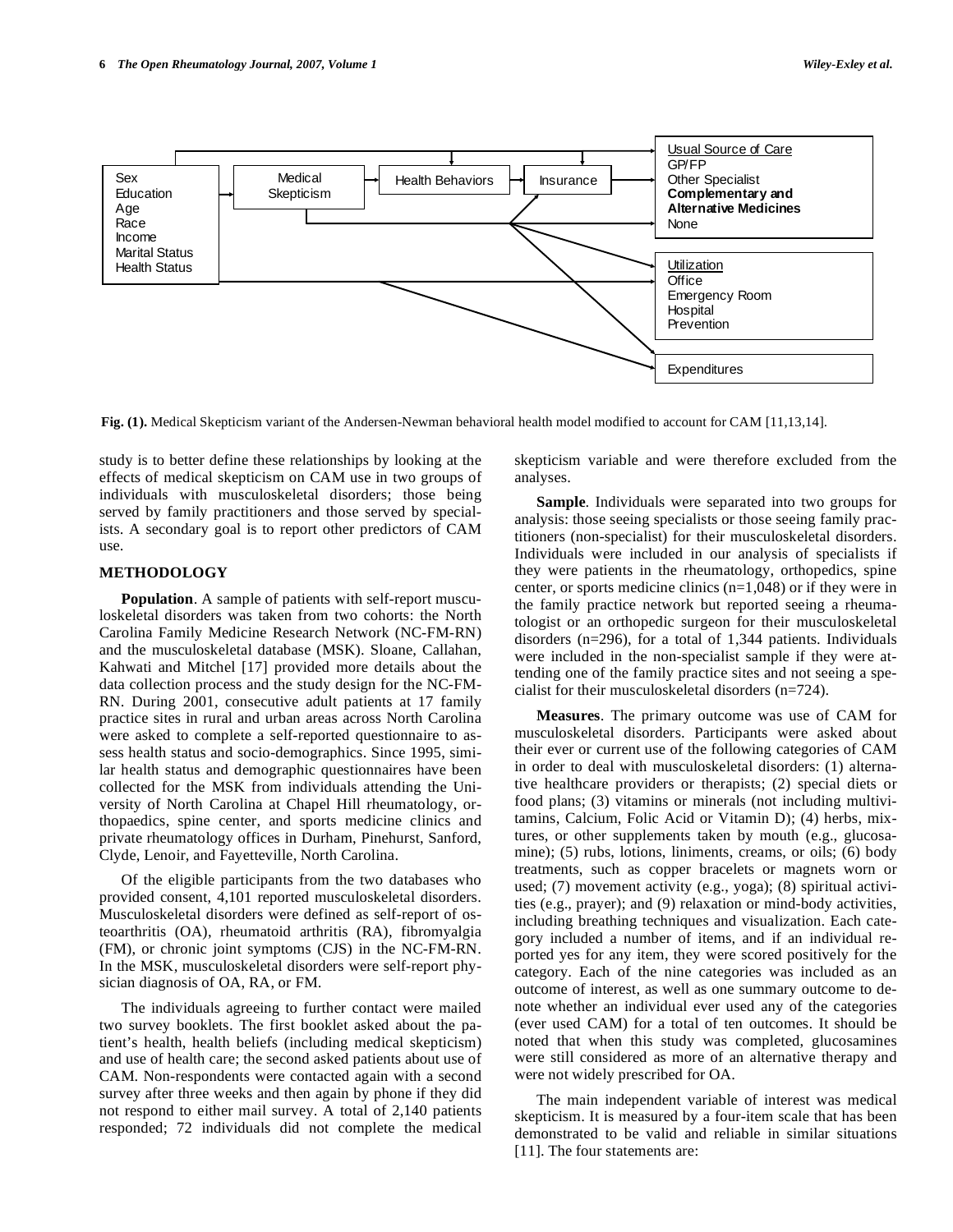Sex
Education
Age
Race
Income
Marital Status
Health Status

Medical Skepticism

Health Behaviors

Insurance

Usual Source of Care
GP/FP
Other Specialist
**Complementary and Alternative Medicines**
None

Utilization
Office
Emergency Room
Hospital
Prevention

Expenditures

**Fig. (1).** Medical Skepticism variant of the Andersen-Newman behavioral health model modified to account for CAM [11,13,14].

study is to better define these relationships by looking at the effects of medical skepticism on CAM use in two groups of individuals with musculoskeletal disorders; those being served by family practitioners and those served by specialists. A secondary goal is to report other predictors of CAM use.

## METHODOLOGY

**Population**. A sample of patients with self-report musculoskeletal disorders was taken from two cohorts: the North Carolina Family Medicine Research Network (NC-FM-RN) and the musculoskeletal database (MSK). Sloane, Callahan, Kahwati and Mitchel [17] provided more details about the data collection process and the study design for the NC-FM-RN. During 2001, consecutive adult patients at 17 family practice sites in rural and urban areas across North Carolina were asked to complete a self-reported questionnaire to assess health status and socio-demographics. Since 1995, similar health status and demographic questionnaires have been collected for the MSK from individuals attending the University of North Carolina at Chapel Hill rheumatology, orthopaedics, spine center, and sports medicine clinics and private rheumatology offices in Durham, Pinehurst, Sanford, Clyde, Lenoir, and Fayetteville, North Carolina.

Of the eligible participants from the two databases who provided consent, 4,101 reported musculoskeletal disorders. Musculoskeletal disorders were defined as self-report of osteoarthritis (OA), rheumatoid arthritis (RA), fibromyalgia (FM), or chronic joint symptoms (CJS) in the NC-FM-RN. In the MSK, musculoskeletal disorders were self-report physician diagnosis of OA, RA, or FM.

The individuals agreeing to further contact were mailed two survey booklets. The first booklet asked about the patient's health, health beliefs (including medical skepticism) and use of health care; the second asked patients about use of CAM. Non-respondents were contacted again with a second survey after three weeks and then again by phone if they did not respond to either mail survey. A total of 2,140 patients responded; 72 individuals did not complete the medical skepticism variable and were therefore excluded from the analyses.

**Sample**. Individuals were separated into two groups for analysis: those seeing specialists or those seeing family practitioners (non-specialist) for their musculoskeletal disorders. Individuals were included in our analysis of specialists if they were patients in the rheumatology, orthopedics, spine center, or sports medicine clinics (n=1,048) or if they were in the family practice network but reported seeing a rheumatologist or an orthopedic surgeon for their musculoskeletal disorders (n=296), for a total of 1,344 patients. Individuals were included in the non-specialist sample if they were attending one of the family practice sites and not seeing a specialist for their musculoskeletal disorders (n=724).

**Measures**. The primary outcome was use of CAM for musculoskeletal disorders. Participants were asked about their ever or current use of the following categories of CAM in order to deal with musculoskeletal disorders: (1) alternative healthcare providers or therapists; (2) special diets or food plans; (3) vitamins or minerals (not including multivitamins, Calcium, Folic Acid or Vitamin D); (4) herbs, mixtures, or other supplements taken by mouth (e.g., glucosamine); (5) rubs, lotions, liniments, creams, or oils; (6) body treatments, such as copper bracelets or magnets worn or used; (7) movement activity (e.g., yoga); (8) spiritual activities (e.g., prayer); and (9) relaxation or mind-body activities, including breathing techniques and visualization. Each category included a number of items, and if an individual reported yes for any item, they were scored positively for the category. Each of the nine categories was included as an outcome of interest, as well as one summary outcome to denote whether an individual ever used any of the categories (ever used CAM) for a total of ten outcomes. It should be noted that when this study was completed, glucosamines were still considered as more of an alternative therapy and were not widely prescribed for OA.

The main independent variable of interest was medical skepticism. It is measured by a four-item scale that has been demonstrated to be valid and reliable in similar situations [11]. The four statements are: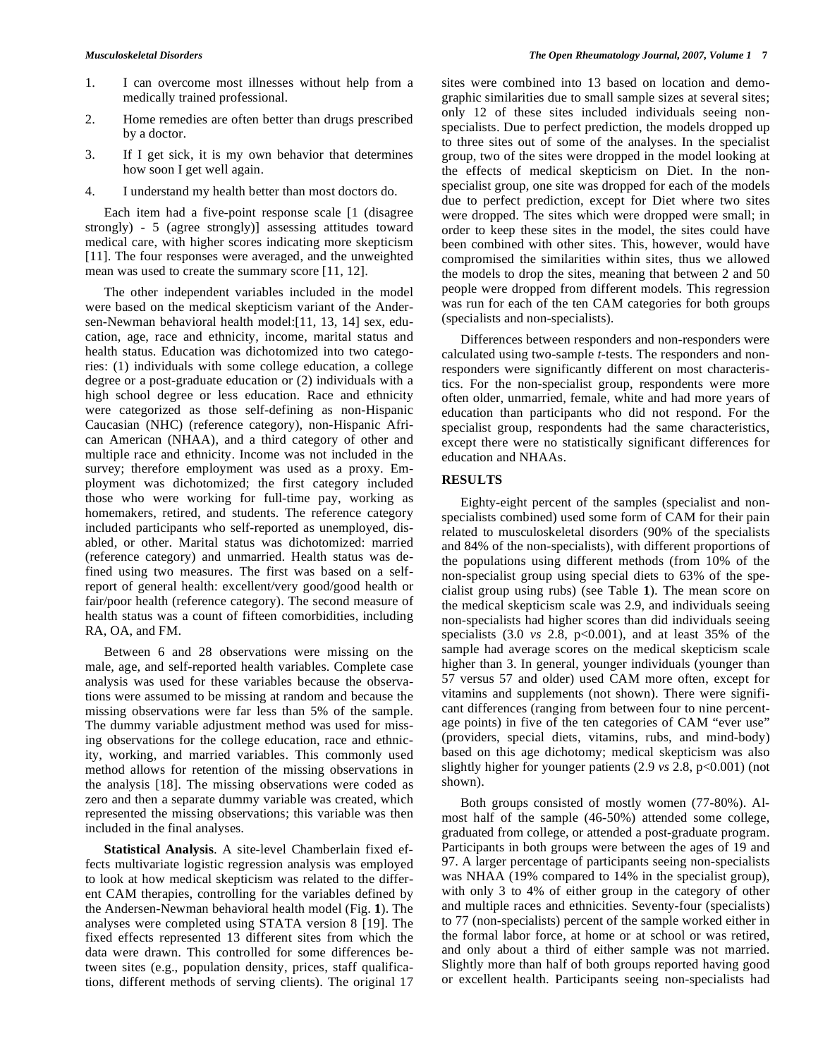1. I can overcome most illnesses without help from a medically trained professional.
2. Home remedies are often better than drugs prescribed by a doctor.
3. If I get sick, it is my own behavior that determines how soon I get well again.
4. I understand my health better than most doctors do.

Each item had a five-point response scale [1 (disagree strongly) - 5 (agree strongly)] assessing attitudes toward medical care, with higher scores indicating more skepticism [11]. The four responses were averaged, and the unweighted mean was used to create the summary score [11, 12].

The other independent variables included in the model were based on the medical skepticism variant of the Andersen-Newman behavioral health model:[11, 13, 14] sex, education, age, race and ethnicity, income, marital status and health status. Education was dichotomized into two categories: (1) individuals with some college education, a college degree or a post-graduate education or (2) individuals with a high school degree or less education. Race and ethnicity were categorized as those self-defining as non-Hispanic Caucasian (NHC) (reference category), non-Hispanic African American (NHAA), and a third category of other and multiple race and ethnicity. Income was not included in the survey; therefore employment was used as a proxy. Employment was dichotomized; the first category included those who were working for full-time pay, working as homemakers, retired, and students. The reference category included participants who self-reported as unemployed, disabled, or other. Marital status was dichotomized: married (reference category) and unmarried. Health status was defined using two measures. The first was based on a self-report of general health: excellent/very good/good health or fair/poor health (reference category). The second measure of health status was a count of fifteen comorbidities, including RA, OA, and FM.

Between 6 and 28 observations were missing on the male, age, and self-reported health variables. Complete case analysis was used for these variables because the observations were assumed to be missing at random and because the missing observations were far less than 5% of the sample. The dummy variable adjustment method was used for missing observations for the college education, race and ethnicity, working, and married variables. This commonly used method allows for retention of the missing observations in the analysis [18]. The missing observations were coded as zero and then a separate dummy variable was created, which represented the missing observations; this variable was then included in the final analyses.

**Statistical Analysis**. A site-level Chamberlain fixed effects multivariate logistic regression analysis was employed to look at how medical skepticism was related to the different CAM therapies, controlling for the variables defined by the Andersen-Newman behavioral health model (Fig. **1**). The analyses were completed using STATA version 8 [19]. The fixed effects represented 13 different sites from which the data were drawn. This controlled for some differences between sites (e.g., population density, prices, staff qualifications, different methods of serving clients). The original 17 sites were combined into 13 based on location and demographic similarities due to small sample sizes at several sites; only 12 of these sites included individuals seeing non-specialists. Due to perfect prediction, the models dropped up to three sites out of some of the analyses. In the specialist group, two of the sites were dropped in the model looking at the effects of medical skepticism on Diet. In the non-specialist group, one site was dropped for each of the models due to perfect prediction, except for Diet where two sites were dropped. The sites which were dropped were small; in order to keep these sites in the model, the sites could have been combined with other sites. This, however, would have compromised the similarities within sites, thus we allowed the models to drop the sites, meaning that between 2 and 50 people were dropped from different models. This regression was run for each of the ten CAM categories for both groups (specialists and non-specialists).

Differences between responders and non-responders were calculated using two-sample *t*-tests. The responders and non-responders were significantly different on most characteristics. For the non-specialist group, respondents were more often older, unmarried, female, white and had more years of education than participants who did not respond. For the specialist group, respondents had the same characteristics, except there were no statistically significant differences for education and NHAAs.

## RESULTS

Eighty-eight percent of the samples (specialist and non-specialists combined) used some form of CAM for their pain related to musculoskeletal disorders (90% of the specialists and 84% of the non-specialists), with different proportions of the populations using different methods (from 10% of the non-specialist group using special diets to 63% of the specialist group using rubs) (see Table **1**). The mean score on the medical skepticism scale was 2.9, and individuals seeing non-specialists had higher scores than did individuals seeing specialists (3.0 *vs* 2.8, $p<0.001$), and at least 35% of the sample had average scores on the medical skepticism scale higher than 3. In general, younger individuals (younger than 57 versus 57 and older) used CAM more often, except for vitamins and supplements (not shown). There were significant differences (ranging from between four to nine percentage points) in five of the ten categories of CAM "ever use" (providers, special diets, vitamins, rubs, and mind-body) based on this age dichotomy; medical skepticism was also slightly higher for younger patients (2.9 *vs* 2.8, $p<0.001$) (not shown).

Both groups consisted of mostly women (77-80%). Almost half of the sample (46-50%) attended some college, graduated from college, or attended a post-graduate program. Participants in both groups were between the ages of 19 and 97. A larger percentage of participants seeing non-specialists was NHAA (19% compared to 14% in the specialist group), with only 3 to 4% of either group in the category of other and multiple races and ethnicities. Seventy-four (specialists) to 77 (non-specialists) percent of the sample worked either in the formal labor force, at home or at school or was retired, and only about a third of either sample was not married. Slightly more than half of both groups reported having good or excellent health. Participants seeing non-specialists had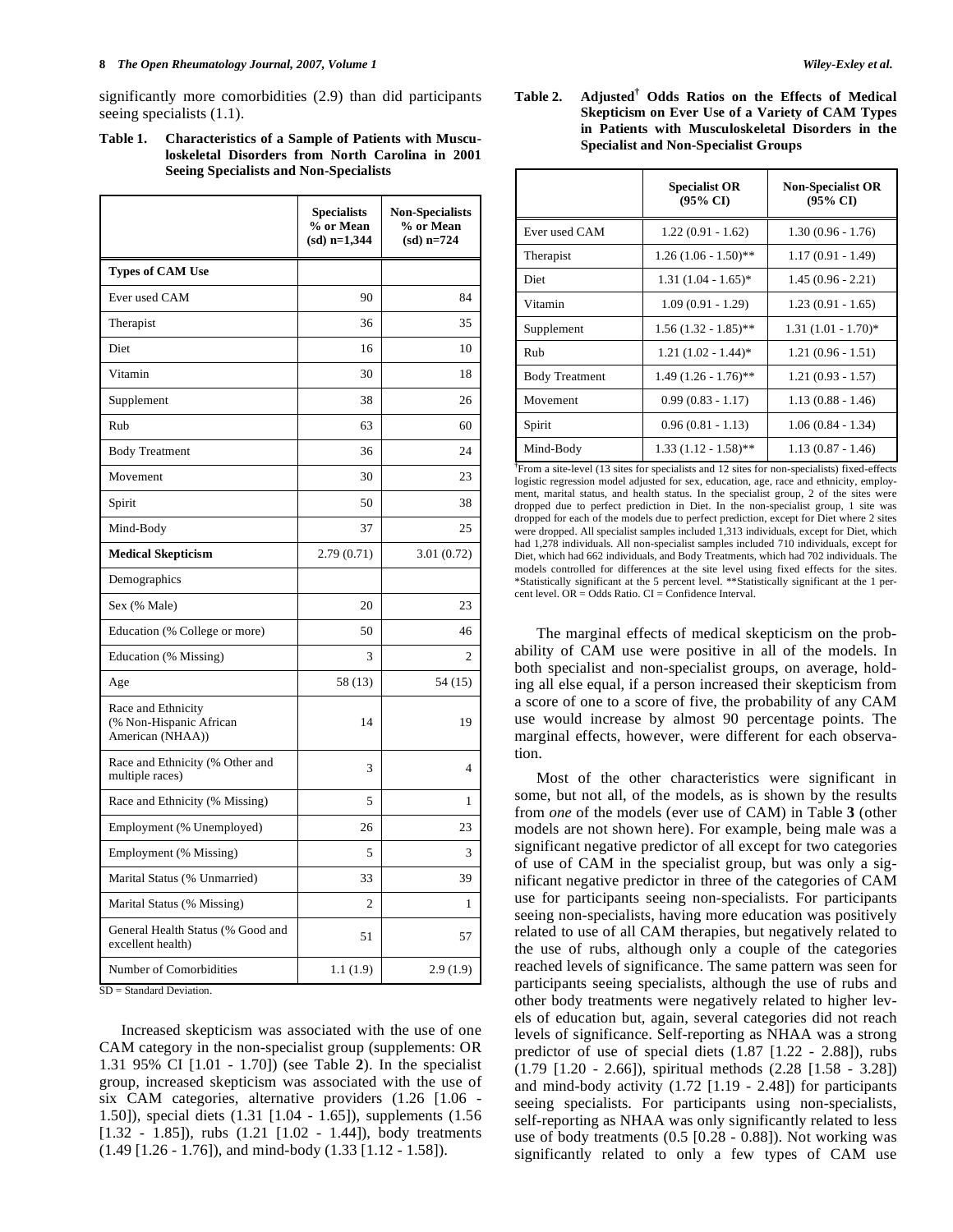significantly more comorbidities (2.9) than did participants seeing specialists (1.1).

**Table 1. Characteristics of a Sample of Patients with Musculoskeletal Disorders from North Carolina in 2001 Seeing Specialists and Non-Specialists**

| | Specialists % or Mean (sd) n=1,344 | Non-Specialists % or Mean (sd) n=724 |
|---|---|---|
| **Types of CAM Use** | | |
| Ever used CAM | 90 | 84 |
| Therapist | 36 | 35 |
| Diet | 16 | 10 |
| Vitamin | 30 | 18 |
| Supplement | 38 | 26 |
| Rub | 63 | 60 |
| Body Treatment | 36 | 24 |
| Movement | 30 | 23 |
| Spirit | 50 | 38 |
| Mind-Body | 37 | 25 |
| **Medical Skepticism** | 2.79 (0.71) | 3.01 (0.72) |
| Demographics | | |
| Sex (% Male) | 20 | 23 |
| Education (% College or more) | 50 | 46 |
| Education (% Missing) | 3 | 2 |
| Age | 58 (13) | 54 (15) |
| Race and Ethnicity (% Non-Hispanic African American (NHAA)) | 14 | 19 |
| Race and Ethnicity (% Other and multiple races) | 3 | 4 |
| Race and Ethnicity (% Missing) | 5 | 1 |
| Employment (% Unemployed) | 26 | 23 |
| Employment (% Missing) | 5 | 3 |
| Marital Status (% Unmarried) | 33 | 39 |
| Marital Status (% Missing) | 2 | 1 |
| General Health Status (% Good and excellent health) | 51 | 57 |
| Number of Comorbidities | 1.1 (1.9) | 2.9 (1.9) |

SD = Standard Deviation.

Increased skepticism was associated with the use of one CAM category in the non-specialist group (supplements: OR 1.31 95% CI [1.01 - 1.70]) (see Table **2**). In the specialist group, increased skepticism was associated with the use of six CAM categories, alternative providers (1.26 [1.06 - 1.50]), special diets (1.31 [1.04 - 1.65]), supplements (1.56 [1.32 - 1.85]), rubs (1.21 [1.02 - 1.44]), body treatments (1.49 [1.26 - 1.76]), and mind-body (1.33 [1.12 - 1.58]).

**Table 2. Adjusted† Odds Ratios on the Effects of Medical Skepticism on Ever Use of a Variety of CAM Types in Patients with Musculoskeletal Disorders in the Specialist and Non-Specialist Groups**

| | Specialist OR (95% CI) | Non-Specialist OR (95% CI) |
|---|---|---|
| Ever used CAM | 1.22 (0.91 - 1.62) | 1.30 (0.96 - 1.76) |
| Therapist | 1.26 (1.06 - 1.50)** | 1.17 (0.91 - 1.49) |
| Diet | 1.31 (1.04 - 1.65)* | 1.45 (0.96 - 2.21) |
| Vitamin | 1.09 (0.91 - 1.29) | 1.23 (0.91 - 1.65) |
| Supplement | 1.56 (1.32 - 1.85)** | 1.31 (1.01 - 1.70)* |
| Rub | 1.21 (1.02 - 1.44)* | 1.21 (0.96 - 1.51) |
| Body Treatment | 1.49 (1.26 - 1.76)** | 1.21 (0.93 - 1.57) |
| Movement | 0.99 (0.83 - 1.17) | 1.13 (0.88 - 1.46) |
| Spirit | 0.96 (0.81 - 1.13) | 1.06 (0.84 - 1.34) |
| Mind-Body | 1.33 (1.12 - 1.58)** | 1.13 (0.87 - 1.46) |

†From a site-level (13 sites for specialists and 12 sites for non-specialists) fixed-effects logistic regression model adjusted for sex, education, age, race and ethnicity, employment, marital status, and health status. In the specialist group, 2 of the sites were dropped due to perfect prediction in Diet. In the non-specialist group, 1 site was dropped for each of the models due to perfect prediction, except for Diet where 2 sites were dropped. All specialist samples included 1,313 individuals, except for Diet, which had 1,278 individuals. All non-specialist samples included 710 individuals, except for Diet, which had 662 individuals, and Body Treatments, which had 702 individuals. The models controlled for differences at the site level using fixed effects for the sites. *Statistically significant at the 5 percent level. **Statistically significant at the 1 percent level. OR = Odds Ratio. CI = Confidence Interval.

The marginal effects of medical skepticism on the probability of CAM use were positive in all of the models. In both specialist and non-specialist groups, on average, holding all else equal, if a person increased their skepticism from a score of one to a score of five, the probability of any CAM use would increase by almost 90 percentage points. The marginal effects, however, were different for each observation.

Most of the other characteristics were significant in some, but not all, of the models, as is shown by the results from *one* of the models (ever use of CAM) in Table **3** (other models are not shown here). For example, being male was a significant negative predictor of all except for two categories of use of CAM in the specialist group, but was only a significant negative predictor in three of the categories of CAM use for participants seeing non-specialists. For participants seeing non-specialists, having more education was positively related to use of all CAM therapies, but negatively related to the use of rubs, although only a couple of the categories reached levels of significance. The same pattern was seen for participants seeing specialists, although the use of rubs and other body treatments were negatively related to higher levels of education but, again, several categories did not reach levels of significance. Self-reporting as NHAA was a strong predictor of use of special diets (1.87 [1.22 - 2.88]), rubs (1.79 [1.20 - 2.66]), spiritual methods (2.28 [1.58 - 3.28]) and mind-body activity (1.72 [1.19 - 2.48]) for participants seeing specialists. For participants using non-specialists, self-reporting as NHAA was only significantly related to less use of body treatments (0.5 [0.28 - 0.88]). Not working was significantly related to only a few types of CAM use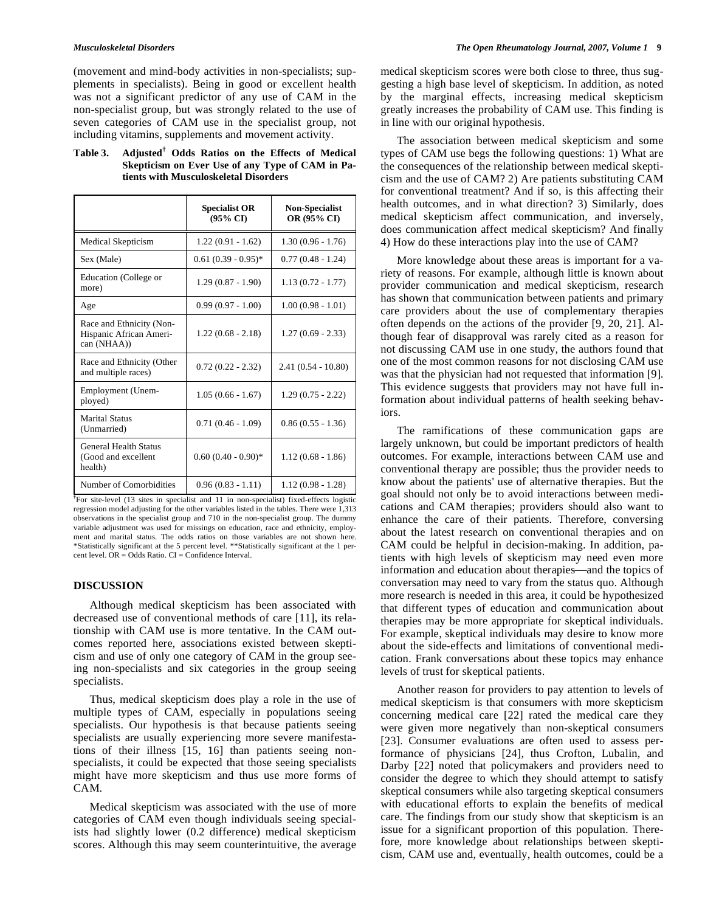(movement and mind-body activities in non-specialists; supplements in specialists). Being in good or excellent health was not a significant predictor of any use of CAM in the non-specialist group, but was strongly related to the use of seven categories of CAM use in the specialist group, not including vitamins, supplements and movement activity.

**Table 3. Adjusted† Odds Ratios on the Effects of Medical Skepticism on Ever Use of any Type of CAM in Patients with Musculoskeletal Disorders**

| | Specialist OR (95% CI) | Non-Specialist OR (95% CI) |
|---|---|---|
| Medical Skepticism | 1.22 (0.91 - 1.62) | 1.30 (0.96 - 1.76) |
| Sex (Male) | 0.61 (0.39 - 0.95)* | 0.77 (0.48 - 1.24) |
| Education (College or more) | 1.29 (0.87 - 1.90) | 1.13 (0.72 - 1.77) |
| Age | 0.99 (0.97 - 1.00) | 1.00 (0.98 - 1.01) |
| Race and Ethnicity (Non-Hispanic African American (NHAA)) | 1.22 (0.68 - 2.18) | 1.27 (0.69 - 2.33) |
| Race and Ethnicity (Other and multiple races) | 0.72 (0.22 - 2.32) | 2.41 (0.54 - 10.80) |
| Employment (Unemployed) | 1.05 (0.66 - 1.67) | 1.29 (0.75 - 2.22) |
| Marital Status (Unmarried) | 0.71 (0.46 - 1.09) | 0.86 (0.55 - 1.36) |
| General Health Status (Good and excellent health) | 0.60 (0.40 - 0.90)* | 1.12 (0.68 - 1.86) |
| Number of Comorbidities | 0.96 (0.83 - 1.11) | 1.12 (0.98 - 1.28) |

†For site-level (13 sites in specialist and 11 in non-specialist) fixed-effects logistic regression model adjusting for the other variables listed in the tables. There were 1,313 observations in the specialist group and 710 in the non-specialist group. The dummy variable adjustment was used for missings on education, race and ethnicity, employment and marital status. The odds ratios on those variables are not shown here. *Statistically significant at the 5 percent level. **Statistically significant at the 1 percent level. OR = Odds Ratio. CI = Confidence Interval.

## DISCUSSION

Although medical skepticism has been associated with decreased use of conventional methods of care [11], its relationship with CAM use is more tentative. In the CAM outcomes reported here, associations existed between skepticism and use of only one category of CAM in the group seeing non-specialists and six categories in the group seeing specialists.

Thus, medical skepticism does play a role in the use of multiple types of CAM, especially in populations seeing specialists. Our hypothesis is that because patients seeing specialists are usually experiencing more severe manifestations of their illness [15, 16] than patients seeing non-specialists, it could be expected that those seeing specialists might have more skepticism and thus use more forms of CAM.

Medical skepticism was associated with the use of more categories of CAM even though individuals seeing specialists had slightly lower (0.2 difference) medical skepticism scores. Although this may seem counterintuitive, the average medical skepticism scores were both close to three, thus suggesting a high base level of skepticism. In addition, as noted by the marginal effects, increasing medical skepticism greatly increases the probability of CAM use. This finding is in line with our original hypothesis.

The association between medical skepticism and some types of CAM use begs the following questions: 1) What are the consequences of the relationship between medical skepticism and the use of CAM? 2) Are patients substituting CAM for conventional treatment? And if so, is this affecting their health outcomes, and in what direction? 3) Similarly, does medical skepticism affect communication, and inversely, does communication affect medical skepticism? And finally 4) How do these interactions play into the use of CAM?

More knowledge about these areas is important for a variety of reasons. For example, although little is known about provider communication and medical skepticism, research has shown that communication between patients and primary care providers about the use of complementary therapies often depends on the actions of the provider [9, 20, 21]. Although fear of disapproval was rarely cited as a reason for not discussing CAM use in one study, the authors found that one of the most common reasons for not disclosing CAM use was that the physician had not requested that information [9]. This evidence suggests that providers may not have full information about individual patterns of health seeking behaviors.

The ramifications of these communication gaps are largely unknown, but could be important predictors of health outcomes. For example, interactions between CAM use and conventional therapy are possible; thus the provider needs to know about the patients' use of alternative therapies. But the goal should not only be to avoid interactions between medications and CAM therapies; providers should also want to enhance the care of their patients. Therefore, conversing about the latest research on conventional therapies and on CAM could be helpful in decision-making. In addition, patients with high levels of skepticism may need even more information and education about therapies—and the topics of conversation may need to vary from the status quo. Although more research is needed in this area, it could be hypothesized that different types of education and communication about therapies may be more appropriate for skeptical individuals. For example, skeptical individuals may desire to know more about the side-effects and limitations of conventional medication. Frank conversations about these topics may enhance levels of trust for skeptical patients.

Another reason for providers to pay attention to levels of medical skepticism is that consumers with more skepticism concerning medical care [22] rated the medical care they were given more negatively than non-skeptical consumers [23]. Consumer evaluations are often used to assess performance of physicians [24], thus Crofton, Lubalin, and Darby [22] noted that policymakers and providers need to consider the degree to which they should attempt to satisfy skeptical consumers while also targeting skeptical consumers with educational efforts to explain the benefits of medical care. The findings from our study show that skepticism is an issue for a significant proportion of this population. Therefore, more knowledge about relationships between skepticism, CAM use and, eventually, health outcomes, could be a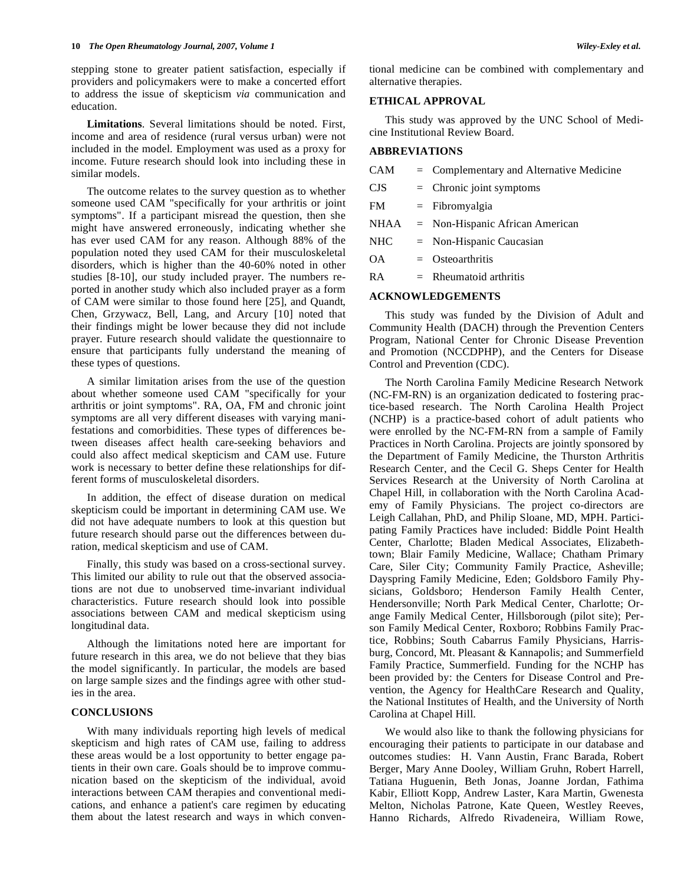stepping stone to greater patient satisfaction, especially if providers and policymakers were to make a concerted effort to address the issue of skepticism *via* communication and education.

**Limitations**. Several limitations should be noted. First, income and area of residence (rural versus urban) were not included in the model. Employment was used as a proxy for income. Future research should look into including these in similar models.

The outcome relates to the survey question as to whether someone used CAM "specifically for your arthritis or joint symptoms". If a participant misread the question, then she might have answered erroneously, indicating whether she has ever used CAM for any reason. Although 88% of the population noted they used CAM for their musculoskeletal disorders, which is higher than the 40-60% noted in other studies [8-10], our study included prayer. The numbers reported in another study which also included prayer as a form of CAM were similar to those found here [25], and Quandt, Chen, Grzywacz, Bell, Lang, and Arcury [10] noted that their findings might be lower because they did not include prayer. Future research should validate the questionnaire to ensure that participants fully understand the meaning of these types of questions.

A similar limitation arises from the use of the question about whether someone used CAM "specifically for your arthritis or joint symptoms". RA, OA, FM and chronic joint symptoms are all very different diseases with varying manifestations and comorbidities. These types of differences between diseases affect health care-seeking behaviors and could also affect medical skepticism and CAM use. Future work is necessary to better define these relationships for different forms of musculoskeletal disorders.

In addition, the effect of disease duration on medical skepticism could be important in determining CAM use. We did not have adequate numbers to look at this question but future research should parse out the differences between duration, medical skepticism and use of CAM.

Finally, this study was based on a cross-sectional survey. This limited our ability to rule out that the observed associations are not due to unobserved time-invariant individual characteristics. Future research should look into possible associations between CAM and medical skepticism using longitudinal data.

Although the limitations noted here are important for future research in this area, we do not believe that they bias the model significantly. In particular, the models are based on large sample sizes and the findings agree with other studies in the area.

## CONCLUSIONS

With many individuals reporting high levels of medical skepticism and high rates of CAM use, failing to address these areas would be a lost opportunity to better engage patients in their own care. Goals should be to improve communication based on the skepticism of the individual, avoid interactions between CAM therapies and conventional medications, and enhance a patient's care regimen by educating them about the latest research and ways in which conventional medicine can be combined with complementary and alternative therapies.

## ETHICAL APPROVAL

This study was approved by the UNC School of Medicine Institutional Review Board.

## ABBREVIATIONS

CAM = Complementary and Alternative Medicine

CJS = Chronic joint symptoms

FM = Fibromyalgia

NHAA = Non-Hispanic African American

NHC = Non-Hispanic Caucasian

OA = Osteoarthritis

RA = Rheumatoid arthritis

## ACKNOWLEDGEMENTS

This study was funded by the Division of Adult and Community Health (DACH) through the Prevention Centers Program, National Center for Chronic Disease Prevention and Promotion (NCCDPHP), and the Centers for Disease Control and Prevention (CDC).

The North Carolina Family Medicine Research Network (NC-FM-RN) is an organization dedicated to fostering practice-based research. The North Carolina Health Project (NCHP) is a practice-based cohort of adult patients who were enrolled by the NC-FM-RN from a sample of Family Practices in North Carolina. Projects are jointly sponsored by the Department of Family Medicine, the Thurston Arthritis Research Center, and the Cecil G. Sheps Center for Health Services Research at the University of North Carolina at Chapel Hill, in collaboration with the North Carolina Academy of Family Physicians. The project co-directors are Leigh Callahan, PhD, and Philip Sloane, MD, MPH. Participating Family Practices have included: Biddle Point Health Center, Charlotte; Bladen Medical Associates, Elizabethtown; Blair Family Medicine, Wallace; Chatham Primary Care, Siler City; Community Family Practice, Asheville; Dayspring Family Medicine, Eden; Goldsboro Family Physicians, Goldsboro; Henderson Family Health Center, Hendersonville; North Park Medical Center, Charlotte; Orange Family Medical Center, Hillsborough (pilot site); Person Family Medical Center, Roxboro; Robbins Family Practice, Robbins; South Cabarrus Family Physicians, Harrisburg, Concord, Mt. Pleasant & Kannapolis; and Summerfield Family Practice, Summerfield. Funding for the NCHP has been provided by: the Centers for Disease Control and Prevention, the Agency for HealthCare Research and Quality, the National Institutes of Health, and the University of North Carolina at Chapel Hill.

We would also like to thank the following physicians for encouraging their patients to participate in our database and outcomes studies: H. Vann Austin, Franc Barada, Robert Berger, Mary Anne Dooley, William Gruhn, Robert Harrell, Tatiana Huguenin, Beth Jonas, Joanne Jordan, Fathima Kabir, Elliott Kopp, Andrew Laster, Kara Martin, Gwenesta Melton, Nicholas Patrone, Kate Queen, Westley Reeves, Hanno Richards, Alfredo Rivadeneira, William Rowe,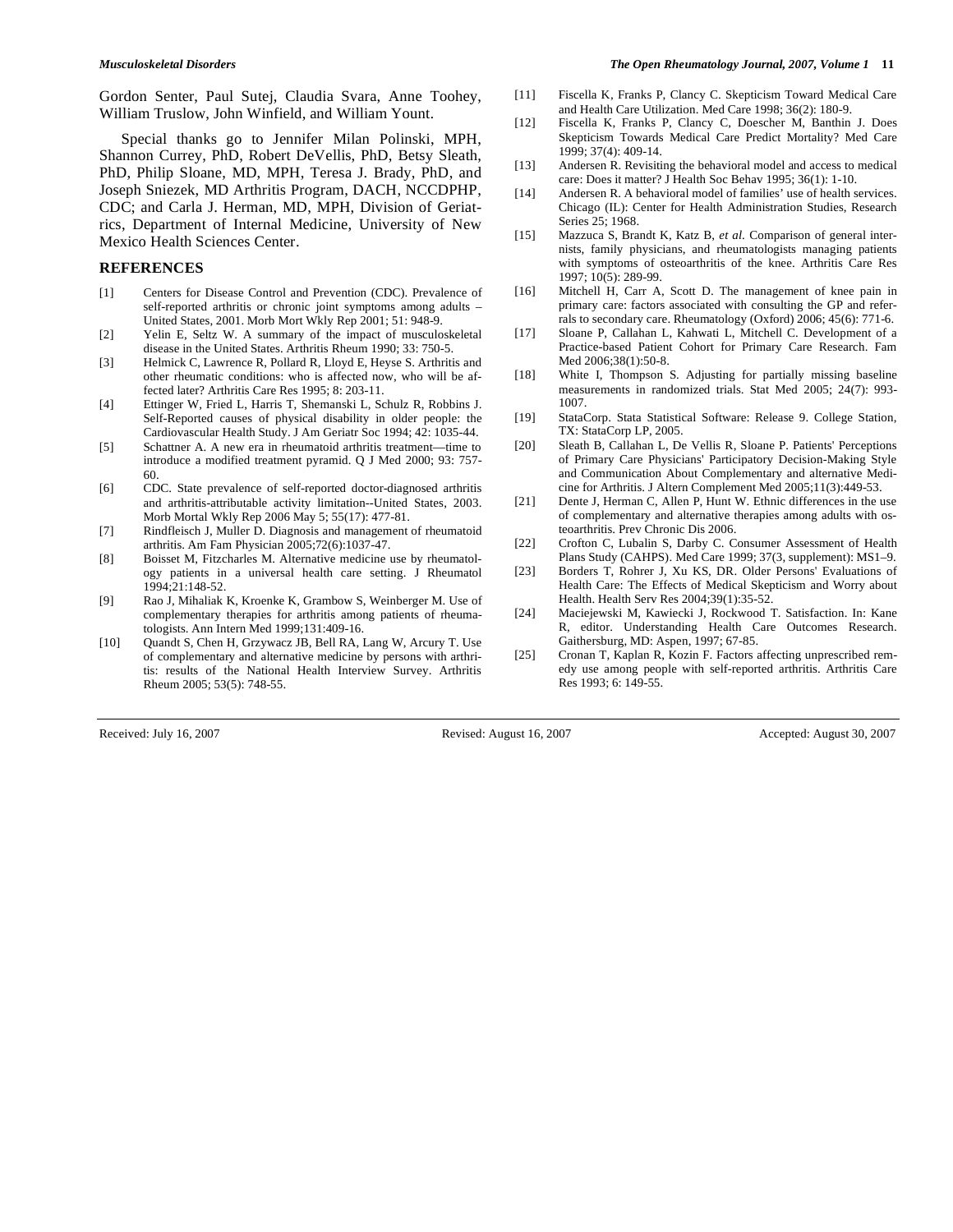Gordon Senter, Paul Sutej, Claudia Svara, Anne Toohey, William Truslow, John Winfield, and William Yount.

Special thanks go to Jennifer Milan Polinski, MPH, Shannon Currey, PhD, Robert DeVellis, PhD, Betsy Sleath, PhD, Philip Sloane, MD, MPH, Teresa J. Brady, PhD, and Joseph Sniezek, MD Arthritis Program, DACH, NCCDPHP, CDC; and Carla J. Herman, MD, MPH, Division of Geriatrics, Department of Internal Medicine, University of New Mexico Health Sciences Center.

## REFERENCES

[1] Centers for Disease Control and Prevention (CDC). Prevalence of self-reported arthritis or chronic joint symptoms among adults – United States, 2001. Morb Mort Wkly Rep 2001; 51: 948-9.

[2] Yelin E, Seltz W. A summary of the impact of musculoskeletal disease in the United States. Arthritis Rheum 1990; 33: 750-5.

[3] Helmick C, Lawrence R, Pollard R, Lloyd E, Heyse S. Arthritis and other rheumatic conditions: who is affected now, who will be affected later? Arthritis Care Res 1995; 8: 203-11.

[4] Ettinger W, Fried L, Harris T, Shemanski L, Schulz R, Robbins J. Self-Reported causes of physical disability in older people: the Cardiovascular Health Study. J Am Geriatr Soc 1994; 42: 1035-44.

[5] Schattner A. A new era in rheumatoid arthritis treatment—time to introduce a modified treatment pyramid. Q J Med 2000; 93: 757-60.

[6] CDC. State prevalence of self-reported doctor-diagnosed arthritis and arthritis-attributable activity limitation--United States, 2003. Morb Mortal Wkly Rep 2006 May 5; 55(17): 477-81.

[7] Rindfleisch J, Muller D. Diagnosis and management of rheumatoid arthritis. Am Fam Physician 2005;72(6):1037-47.

[8] Boisset M, Fitzcharles M. Alternative medicine use by rheumatology patients in a universal health care setting. J Rheumatol 1994;21:148-52.

[9] Rao J, Mihaliak K, Kroenke K, Grambow S, Weinberger M. Use of complementary therapies for arthritis among patients of rheumatologists. Ann Intern Med 1999;131:409-16.

[10] Quandt S, Chen H, Grzywacz JB, Bell RA, Lang W, Arcury T. Use of complementary and alternative medicine by persons with arthritis: results of the National Health Interview Survey. Arthritis Rheum 2005; 53(5): 748-55.

[11] Fiscella K, Franks P, Clancy C. Skepticism Toward Medical Care and Health Care Utilization. Med Care 1998; 36(2): 180-9.

[12] Fiscella K, Franks P, Clancy C, Doescher M, Banthin J. Does Skepticism Towards Medical Care Predict Mortality? Med Care 1999; 37(4): 409-14.

[13] Andersen R. Revisiting the behavioral model and access to medical care: Does it matter? J Health Soc Behav 1995; 36(1): 1-10.

[14] Andersen R. A behavioral model of families' use of health services. Chicago (IL): Center for Health Administration Studies, Research Series 25; 1968.

[15] Mazzuca S, Brandt K, Katz B, *et al*. Comparison of general internists, family physicians, and rheumatologists managing patients with symptoms of osteoarthritis of the knee. Arthritis Care Res 1997; 10(5): 289-99.

[16] Mitchell H, Carr A, Scott D. The management of knee pain in primary care: factors associated with consulting the GP and referrals to secondary care. Rheumatology (Oxford) 2006; 45(6): 771-6.

[17] Sloane P, Callahan L, Kahwati L, Mitchell C. Development of a Practice-based Patient Cohort for Primary Care Research. Fam Med 2006;38(1):50-8.

[18] White I, Thompson S. Adjusting for partially missing baseline measurements in randomized trials. Stat Med 2005; 24(7): 993-1007.

[19] StataCorp. Stata Statistical Software: Release 9. College Station, TX: StataCorp LP, 2005.

[20] Sleath B, Callahan L, De Vellis R, Sloane P. Patients' Perceptions of Primary Care Physicians' Participatory Decision-Making Style and Communication About Complementary and alternative Medicine for Arthritis. J Altern Complement Med 2005;11(3):449-53.

[21] Dente J, Herman C, Allen P, Hunt W. Ethnic differences in the use of complementary and alternative therapies among adults with osteoarthritis. Prev Chronic Dis 2006.

[22] Crofton C, Lubalin S, Darby C. Consumer Assessment of Health Plans Study (CAHPS). Med Care 1999; 37(3, supplement): MS1–9.

[23] Borders T, Rohrer J, Xu KS, DR. Older Persons' Evaluations of Health Care: The Effects of Medical Skepticism and Worry about Health. Health Serv Res 2004;39(1):35-52.

[24] Maciejewski M, Kawiecki J, Rockwood T. Satisfaction. In: Kane R, editor. Understanding Health Care Outcomes Research. Gaithersburg, MD: Aspen, 1997; 67-85.

[25] Cronan T, Kaplan R, Kozin F. Factors affecting unprescribed remedy use among people with self-reported arthritis. Arthritis Care Res 1993; 6: 149-55.

Received: July 16, 2007 Revised: August 16, 2007 Accepted: August 30, 2007